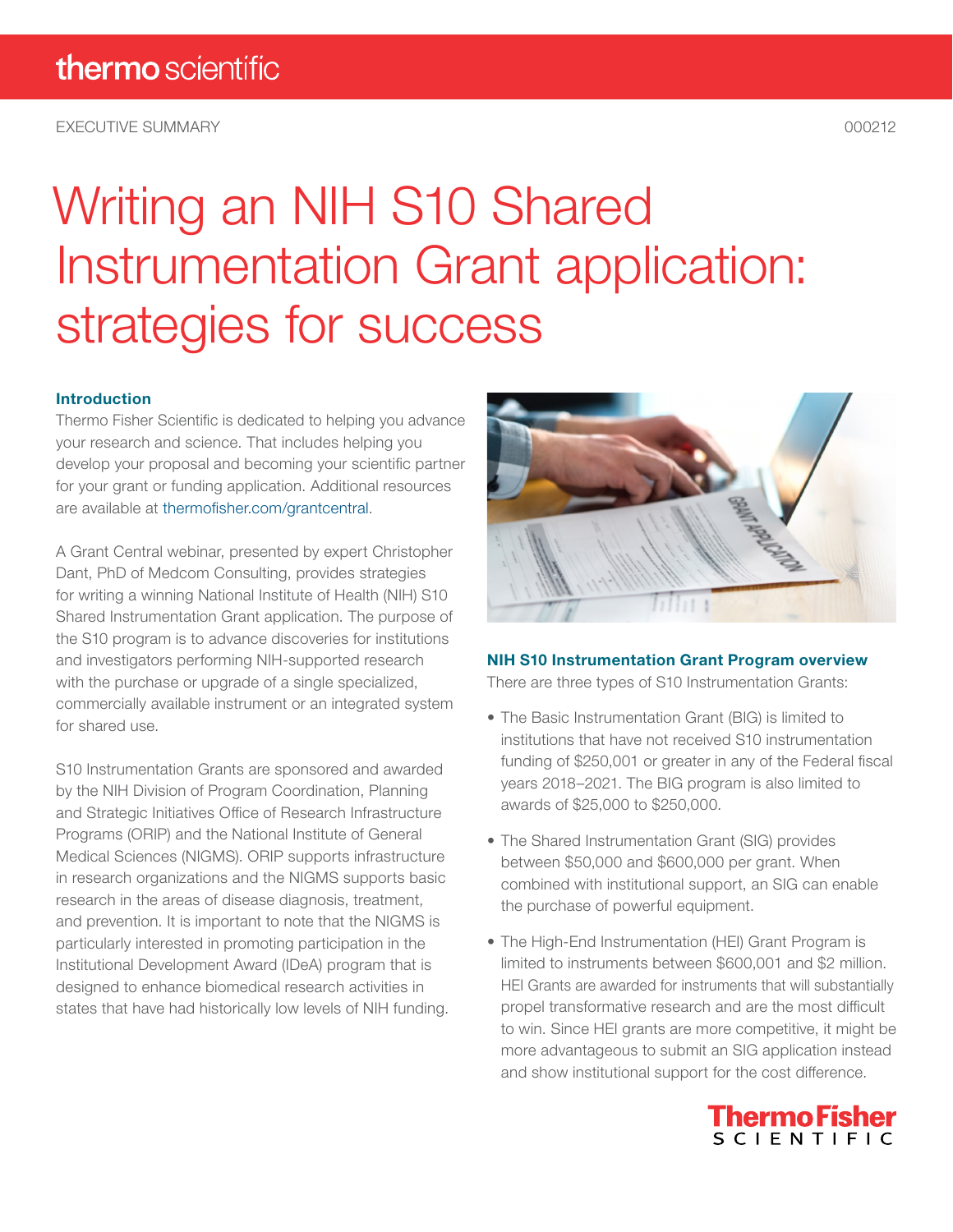EXECUTIVE SUMMARY

# Writing an NIH S10 Shared Instrumentation Grant application: strategies for success

### Introduction

Thermo Fisher Scientific is dedicated to helping you advance your research and science. That includes helping you develop your proposal and becoming your scientific partner for your grant or funding application. Additional resources are available at thermofisher.com/grantcentral.

A Grant Central webinar, presented by expert Christopher Dant, PhD of Medcom Consulting, provides strategies for writing a winning National Institute of Health (NIH) S10 Shared Instrumentation Grant application. The purpose of the S10 program is to advance discoveries for institutions and investigators performing NIH-supported research with the purchase or upgrade of a single specialized, commercially available instrument or an integrated system for shared use.

S10 Instrumentation Grants are sponsored and awarded by the NIH Division of Program Coordination, Planning and Strategic Initiatives Office of Research Infrastructure Programs (ORIP) and the National Institute of General Medical Sciences (NIGMS). ORIP supports infrastructure in research organizations and the NIGMS supports basic research in the areas of disease diagnosis, treatment, and prevention. It is important to note that the NIGMS is particularly interested in promoting participation in the Institutional Development Award (IDeA) program that is designed to enhance biomedical research activities in states that have had historically low levels of NIH funding.

### NIH S10 Instrumentation Grant Program overview

There are three types of S10 Instrumentation Grants:

- The Basic Instrumentation Grant (BIG) is limited to institutions that have not received S10 instrumentation funding of $250,001 or greater in any of the Federal fiscal years 2018–2021. The BIG program is also limited to awards of $25,000 to $250,000.
- The Shared Instrumentation Grant (SIG) provides between $50,000 and $600,000 per grant. When combined with institutional support, an SIG can enable the purchase of powerful equipment.
- The High-End Instrumentation (HEI) Grant Program is limited to instruments between $600,001 and $2 million. HEI Grants are awarded for instruments that will substantially propel transformative research and are the most difficult to win. Since HEI grants are more competitive, it might be more advantageous to submit an SIG application instead and show institutional support for the cost difference.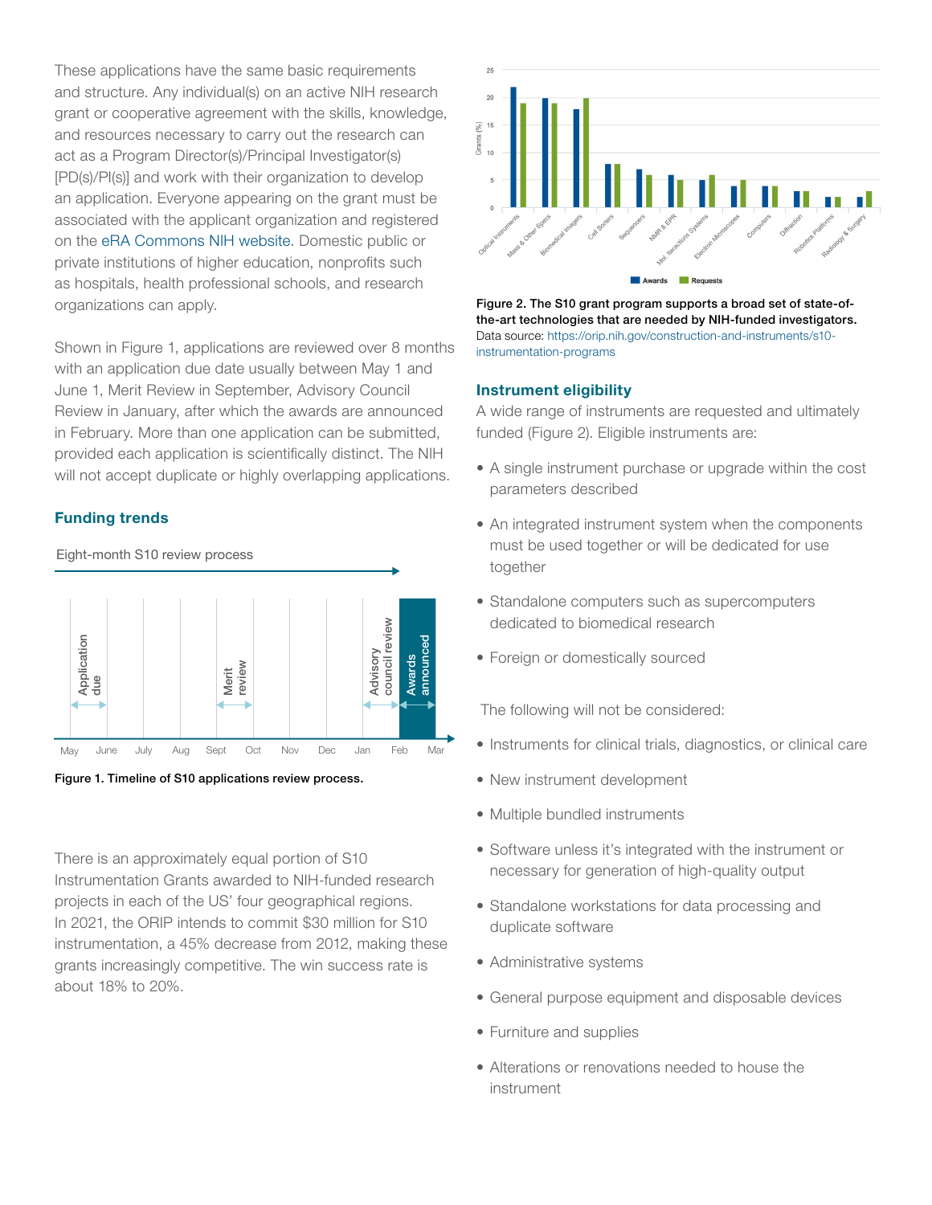These applications have the same basic requirements and structure. Any individual(s) on an active NIH research grant or cooperative agreement with the skills, knowledge, and resources necessary to carry out the research can act as a Program Director(s)/Principal Investigator(s) [PD(s)/PI(s)] and work with their organization to develop an application. Everyone appearing on the grant must be associated with the applicant organization and registered on the eRA Commons NIH website. Domestic public or private institutions of higher education, nonprofits such as hospitals, health professional schools, and research organizations can apply.

Shown in Figure 1, applications are reviewed over 8 months with an application due date usually between May 1 and June 1, Merit Review in September, Advisory Council Review in January, after which the awards are announced in February. More than one application can be submitted, provided each application is scientifically distinct. The NIH will not accept duplicate or highly overlapping applications.

## Funding trends

Eight-month S10 review process

Application due | Merit review | Advisory council review | Awards announced

May | June | July | Aug | Sept | Oct | Nov | Dec | Jan | Feb | Mar

**Figure 1. Timeline of S10 applications review process.**

There is an approximately equal portion of S10 Instrumentation Grants awarded to NIH-funded research projects in each of the US' four geographical regions. In 2021, the ORIP intends to commit $30 million for S10 instrumentation, a 45% decrease from 2012, making these grants increasingly competitive. The win success rate is about 18% to 20%.

| Category | Awards (Grants %) | Requests (Grants %) |
|---|---|---|
| Optical Instruments | 22 | 19 |
| Mass & Other Specs | 20 | 19 |
| Biomedical Imagers | 18 | 20 |
| Cell Sorters | 8 | 8 |
| Sequencers | 7 | 6 |
| NMR & EPR | 6 | 5 |
| Mol. Iteractions Systems | 5 | 6 |
| Electron Microscopes | 4 | 5 |
| Computers | 4 | 4 |
| Diffraction | 3 | 3 |
| Robotics Platforms | 2 | 2 |
| Radiology & Surgery | 2 | 3 |

**Figure 2. The S10 grant program supports a broad set of state-of-the-art technologies that are needed by NIH-funded investigators.** Data source: https://orip.nih.gov/construction-and-instruments/s10-instrumentation-programs

## Instrument eligibility

A wide range of instruments are requested and ultimately funded (Figure 2). Eligible instruments are:

- A single instrument purchase or upgrade within the cost parameters described
- An integrated instrument system when the components must be used together or will be dedicated for use together
- Standalone computers such as supercomputers dedicated to biomedical research
- Foreign or domestically sourced

The following will not be considered:

- Instruments for clinical trials, diagnostics, or clinical care
- New instrument development
- Multiple bundled instruments
- Software unless it's integrated with the instrument or necessary for generation of high-quality output
- Standalone workstations for data processing and duplicate software
- Administrative systems
- General purpose equipment and disposable devices
- Furniture and supplies
- Alterations or renovations needed to house the instrument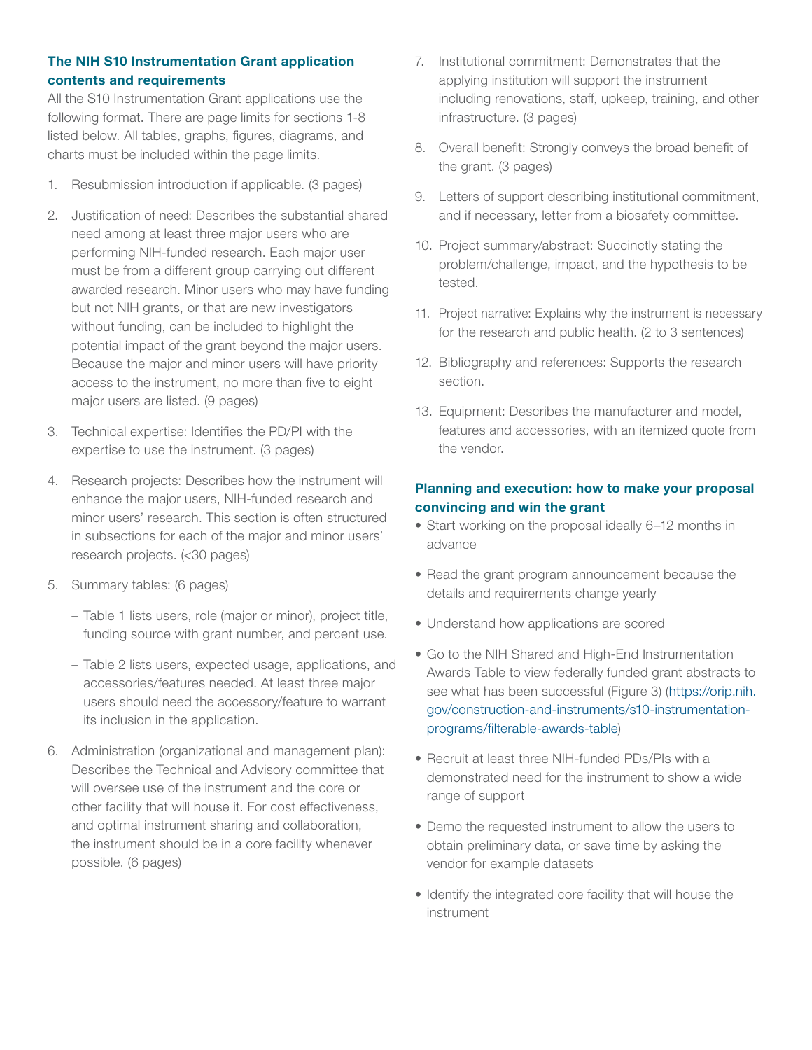### The NIH S10 Instrumentation Grant application contents and requirements

All the S10 Instrumentation Grant applications use the following format. There are page limits for sections 1-8 listed below. All tables, graphs, figures, diagrams, and charts must be included within the page limits.

1. Resubmission introduction if applicable. (3 pages)
2. Justification of need: Describes the substantial shared need among at least three major users who are performing NIH-funded research. Each major user must be from a different group carrying out different awarded research. Minor users who may have funding but not NIH grants, or that are new investigators without funding, can be included to highlight the potential impact of the grant beyond the major users. Because the major and minor users will have priority access to the instrument, no more than five to eight major users are listed. (9 pages)
3. Technical expertise: Identifies the PD/PI with the expertise to use the instrument. (3 pages)
4. Research projects: Describes how the instrument will enhance the major users, NIH-funded research and minor users' research. This section is often structured in subsections for each of the major and minor users' research projects. (<30 pages)
5. Summary tables: (6 pages)
   - Table 1 lists users, role (major or minor), project title, funding source with grant number, and percent use.
   - Table 2 lists users, expected usage, applications, and accessories/features needed. At least three major users should need the accessory/feature to warrant its inclusion in the application.
6. Administration (organizational and management plan): Describes the Technical and Advisory committee that will oversee use of the instrument and the core or other facility that will house it. For cost effectiveness, and optimal instrument sharing and collaboration, the instrument should be in a core facility whenever possible. (6 pages)
7. Institutional commitment: Demonstrates that the applying institution will support the instrument including renovations, staff, upkeep, training, and other infrastructure. (3 pages)
8. Overall benefit: Strongly conveys the broad benefit of the grant. (3 pages)
9. Letters of support describing institutional commitment, and if necessary, letter from a biosafety committee.
10. Project summary/abstract: Succinctly stating the problem/challenge, impact, and the hypothesis to be tested.
11. Project narrative: Explains why the instrument is necessary for the research and public health. (2 to 3 sentences)
12. Bibliography and references: Supports the research section.
13. Equipment: Describes the manufacturer and model, features and accessories, with an itemized quote from the vendor.

### Planning and execution: how to make your proposal convincing and win the grant

- Start working on the proposal ideally 6–12 months in advance
- Read the grant program announcement because the details and requirements change yearly
- Understand how applications are scored
- Go to the NIH Shared and High-End Instrumentation Awards Table to view federally funded grant abstracts to see what has been successful (Figure 3) (https://orip.nih.gov/construction-and-instruments/s10-instrumentation-programs/filterable-awards-table)
- Recruit at least three NIH-funded PDs/PIs with a demonstrated need for the instrument to show a wide range of support
- Demo the requested instrument to allow the users to obtain preliminary data, or save time by asking the vendor for example datasets
- Identify the integrated core facility that will house the instrument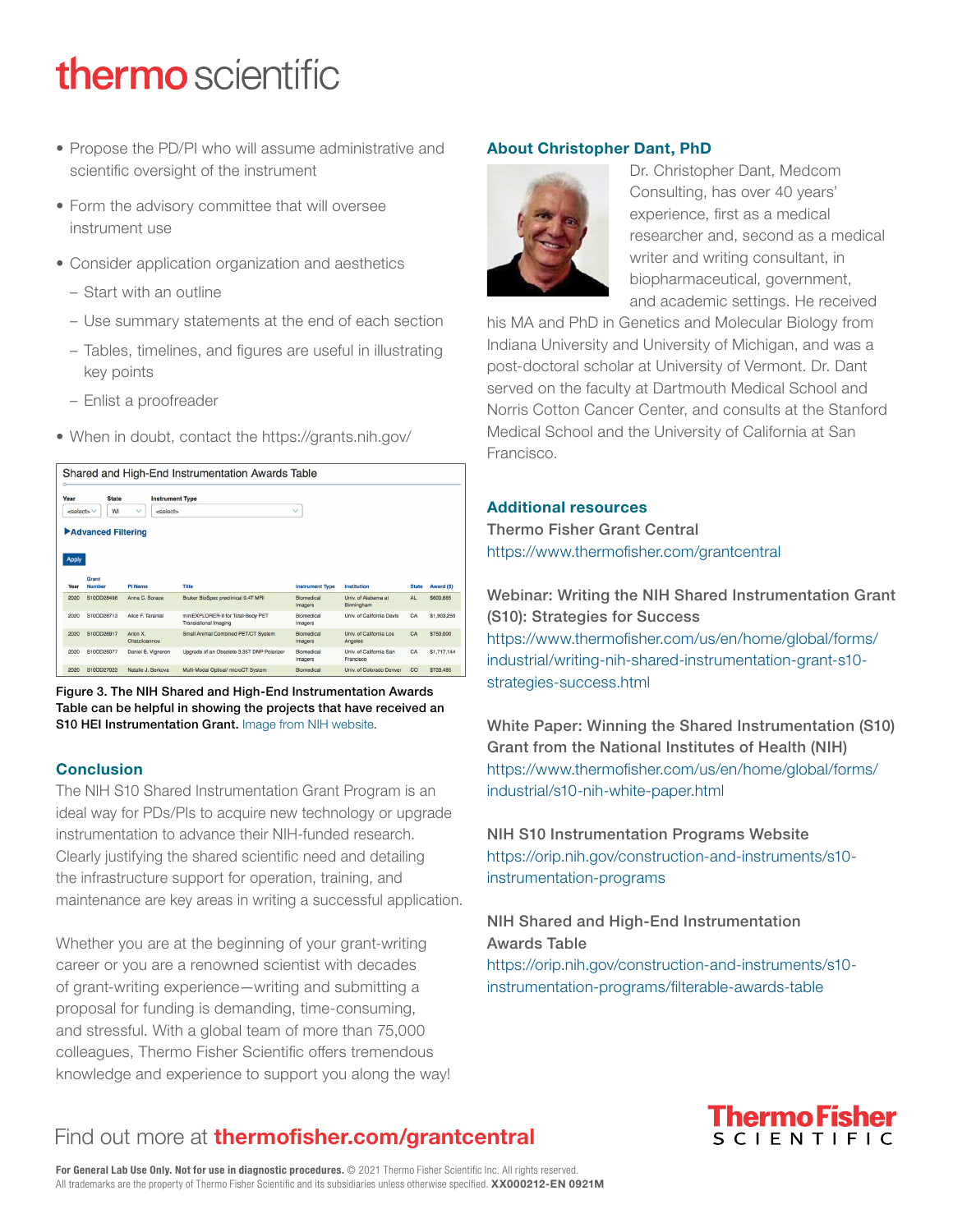# thermo scientific

- Propose the PD/PI who will assume administrative and scientific oversight of the instrument
- Form the advisory committee that will oversee instrument use
- Consider application organization and aesthetics
  - Start with an outline
  - Use summary statements at the end of each section
  - Tables, timelines, and figures are useful in illustrating key points
  - Enlist a proofreader
- When in doubt, contact the https://grants.nih.gov/

Shared and High-End Instrumentation Awards Table

Year | State | Instrument Type

<select> | WI | <select>

▶Advanced Filtering

Apply

| Year | Grant Number | PI Name | Title | Instrument Type | Institution | State | Award ($) |
|---|---|---|---|---|---|---|---|
| 2020 | S10OD28496 | Anna C. Sorace | Bruker BioSpec preclinical 9.4T MRI | Biomedical Imagers | Univ. of Alabama at Birmingham | AL | $600,866 |
| 2020 | S10OD26713 | Alice F. Tarantal | miniEXPLORER-II for Total-Body PET Translational Imaging | Biomedical Imagers | Univ. of California Davis | CA | $1,903,259 |
| 2020 | S10OD26917 | Arion X. Chatziioannou | Small Animal Combined PET/CT System | Biomedical Imagers | Univ. of California Los Angeles | CA | $750,000 |
| 2020 | S10OD25077 | Daniel B. Vigneron | Upgrade of an Obsolete 3.35T DNP Polarizer | Biomedical Imagers | Univ. of California San Francisco | CA | $1,717,144 |
| 2020 | S10OD27023 | Natalie J. Serkova | Multi-Modal Optical/ microCT System | Biomedical | Univ. of Colorado Denver | CO | $733,485 |

**Figure 3. The NIH Shared and High-End Instrumentation Awards Table can be helpful in showing the projects that have received an S10 HEI Instrumentation Grant.** Image from NIH website.

## Conclusion

The NIH S10 Shared Instrumentation Grant Program is an ideal way for PDs/PIs to acquire new technology or upgrade instrumentation to advance their NIH-funded research. Clearly justifying the shared scientific need and detailing the infrastructure support for operation, training, and maintenance are key areas in writing a successful application.

Whether you are at the beginning of your grant-writing career or you are a renowned scientist with decades of grant-writing experience—writing and submitting a proposal for funding is demanding, time-consuming, and stressful. With a global team of more than 75,000 colleagues, Thermo Fisher Scientific offers tremendous knowledge and experience to support you along the way!

## About Christopher Dant, PhD

Dr. Christopher Dant, Medcom Consulting, has over 40 years' experience, first as a medical researcher and, second as a medical writer and writing consultant, in biopharmaceutical, government, and academic settings. He received his MA and PhD in Genetics and Molecular Biology from Indiana University and University of Michigan, and was a post-doctoral scholar at University of Vermont. Dr. Dant served on the faculty at Dartmouth Medical School and Norris Cotton Cancer Center, and consults at the Stanford Medical School and the University of California at San Francisco.

## Additional resources

Thermo Fisher Grant Central
https://www.thermofisher.com/grantcentral

Webinar: Writing the NIH Shared Instrumentation Grant (S10): Strategies for Success
https://www.thermofisher.com/us/en/home/global/forms/industrial/writing-nih-shared-instrumentation-grant-s10-strategies-success.html

White Paper: Winning the Shared Instrumentation (S10) Grant from the National Institutes of Health (NIH)
https://www.thermofisher.com/us/en/home/global/forms/industrial/s10-nih-white-paper.html

NIH S10 Instrumentation Programs Website
https://orip.nih.gov/construction-and-instruments/s10-instrumentation-programs

NIH Shared and High-End Instrumentation Awards Table
https://orip.nih.gov/construction-and-instruments/s10-instrumentation-programs/filterable-awards-table

Find out more at **thermofisher.com/grantcentral**

ThermoFisher SCIENTIFIC

**For General Lab Use Only. Not for use in diagnostic procedures.** © 2021 Thermo Fisher Scientific Inc. All rights reserved.
All trademarks are the property of Thermo Fisher Scientific and its subsidiaries unless otherwise specified. **XX000212-EN 0921M**